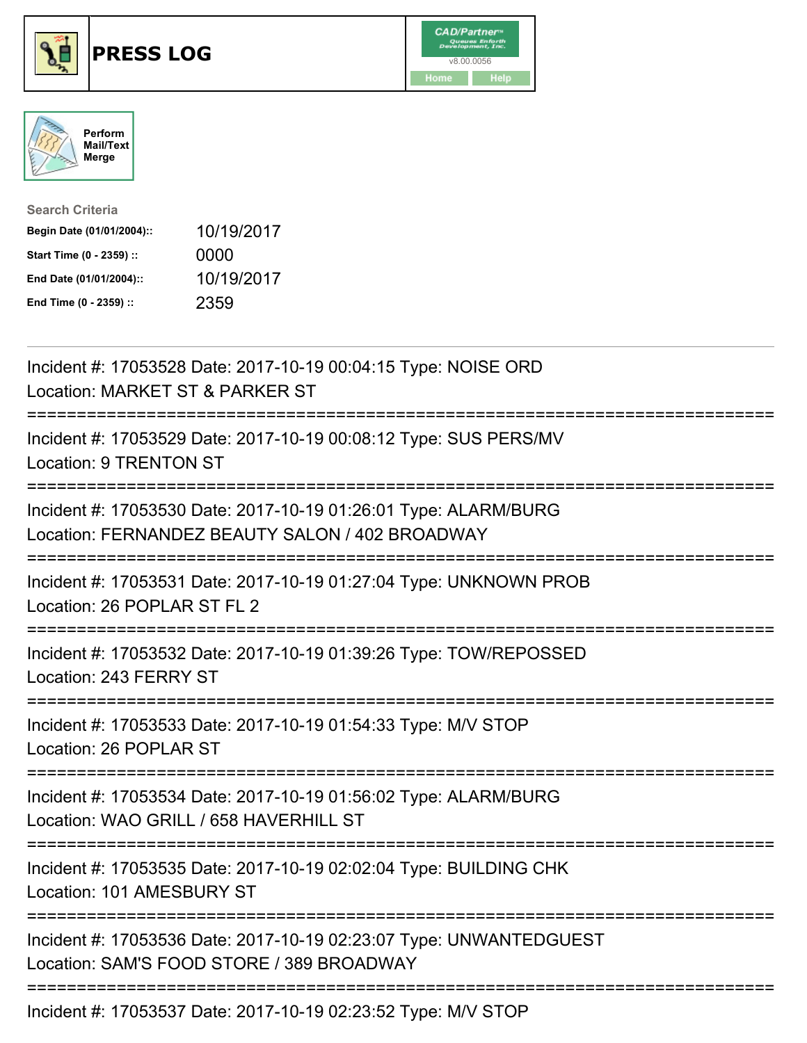# PRESS LOG

CAD/Partner™ v8.00.0056

Home Help

Perform Mail/Text Merge

Search Criteria

| | |
|---|---|
| **Begin Date (01/01/2004)::** | 10/19/2017 |
| **Start Time (0 - 2359) ::** | 0000 |
| **End Date (01/01/2004)::** | 10/19/2017 |
| **End Time (0 - 2359) ::** | 2359 |

---

Incident #: 17053528 Date: 2017-10-19 00:04:15 Type: NOISE ORD
Location: MARKET ST & PARKER ST

===========================================================================

Incident #: 17053529 Date: 2017-10-19 00:08:12 Type: SUS PERS/MV
Location: 9 TRENTON ST

===========================================================================

Incident #: 17053530 Date: 2017-10-19 01:26:01 Type: ALARM/BURG
Location: FERNANDEZ BEAUTY SALON / 402 BROADWAY

===========================================================================

Incident #: 17053531 Date: 2017-10-19 01:27:04 Type: UNKNOWN PROB
Location: 26 POPLAR ST FL 2

===========================================================================

Incident #: 17053532 Date: 2017-10-19 01:39:26 Type: TOW/REPOSSED
Location: 243 FERRY ST

===========================================================================

Incident #: 17053533 Date: 2017-10-19 01:54:33 Type: M/V STOP
Location: 26 POPLAR ST

===========================================================================

Incident #: 17053534 Date: 2017-10-19 01:56:02 Type: ALARM/BURG
Location: WAO GRILL / 658 HAVERHILL ST

===========================================================================

Incident #: 17053535 Date: 2017-10-19 02:02:04 Type: BUILDING CHK
Location: 101 AMESBURY ST

===========================================================================

Incident #: 17053536 Date: 2017-10-19 02:23:07 Type: UNWANTEDGUEST
Location: SAM'S FOOD STORE / 389 BROADWAY

===========================================================================

Incident #: 17053537 Date: 2017-10-19 02:23:52 Type: M/V STOP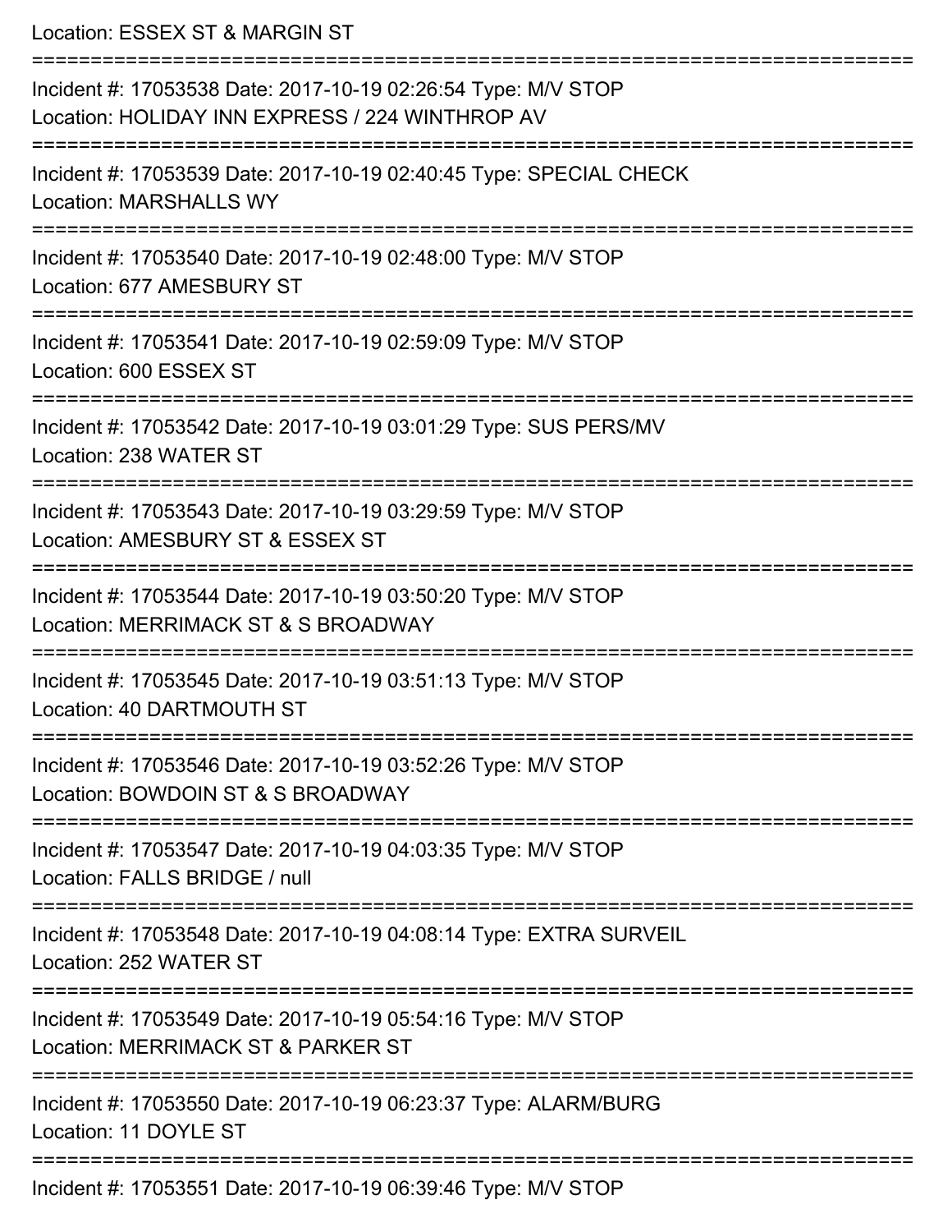Location: ESSEX ST & MARGIN ST

===========================================================================

Incident #: 17053538 Date: 2017-10-19 02:26:54 Type: M/V STOP
Location: HOLIDAY INN EXPRESS / 224 WINTHROP AV

===========================================================================

Incident #: 17053539 Date: 2017-10-19 02:40:45 Type: SPECIAL CHECK
Location: MARSHALLS WY

===========================================================================

Incident #: 17053540 Date: 2017-10-19 02:48:00 Type: M/V STOP
Location: 677 AMESBURY ST

===========================================================================

Incident #: 17053541 Date: 2017-10-19 02:59:09 Type: M/V STOP
Location: 600 ESSEX ST

===========================================================================

Incident #: 17053542 Date: 2017-10-19 03:01:29 Type: SUS PERS/MV
Location: 238 WATER ST

===========================================================================

Incident #: 17053543 Date: 2017-10-19 03:29:59 Type: M/V STOP
Location: AMESBURY ST & ESSEX ST

===========================================================================

Incident #: 17053544 Date: 2017-10-19 03:50:20 Type: M/V STOP
Location: MERRIMACK ST & S BROADWAY

===========================================================================

Incident #: 17053545 Date: 2017-10-19 03:51:13 Type: M/V STOP
Location: 40 DARTMOUTH ST

===========================================================================

Incident #: 17053546 Date: 2017-10-19 03:52:26 Type: M/V STOP
Location: BOWDOIN ST & S BROADWAY

===========================================================================

Incident #: 17053547 Date: 2017-10-19 04:03:35 Type: M/V STOP
Location: FALLS BRIDGE / null

===========================================================================

Incident #: 17053548 Date: 2017-10-19 04:08:14 Type: EXTRA SURVEIL
Location: 252 WATER ST

===========================================================================

Incident #: 17053549 Date: 2017-10-19 05:54:16 Type: M/V STOP
Location: MERRIMACK ST & PARKER ST

===========================================================================

Incident #: 17053550 Date: 2017-10-19 06:23:37 Type: ALARM/BURG
Location: 11 DOYLE ST

===========================================================================

Incident #: 17053551 Date: 2017-10-19 06:39:46 Type: M/V STOP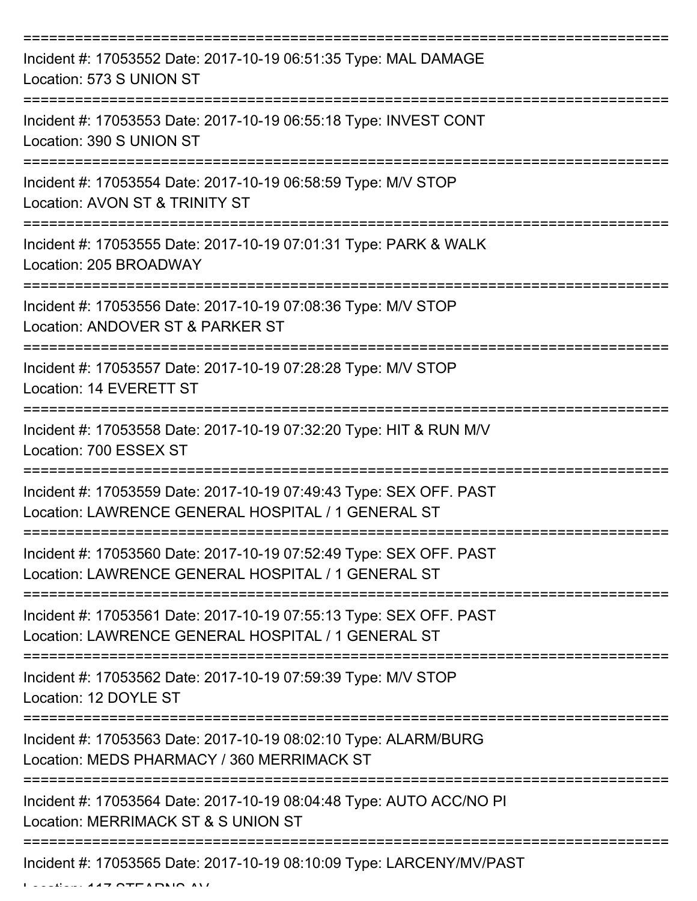Incident #: 17053552 Date: 2017-10-19 06:51:35 Type: MAL DAMAGE
Location: 573 S UNION ST

Incident #: 17053553 Date: 2017-10-19 06:55:18 Type: INVEST CONT
Location: 390 S UNION ST

Incident #: 17053554 Date: 2017-10-19 06:58:59 Type: M/V STOP
Location: AVON ST & TRINITY ST

Incident #: 17053555 Date: 2017-10-19 07:01:31 Type: PARK & WALK
Location: 205 BROADWAY

Incident #: 17053556 Date: 2017-10-19 07:08:36 Type: M/V STOP
Location: ANDOVER ST & PARKER ST

Incident #: 17053557 Date: 2017-10-19 07:28:28 Type: M/V STOP
Location: 14 EVERETT ST

Incident #: 17053558 Date: 2017-10-19 07:32:20 Type: HIT & RUN M/V
Location: 700 ESSEX ST

Incident #: 17053559 Date: 2017-10-19 07:49:43 Type: SEX OFF. PAST
Location: LAWRENCE GENERAL HOSPITAL / 1 GENERAL ST

Incident #: 17053560 Date: 2017-10-19 07:52:49 Type: SEX OFF. PAST
Location: LAWRENCE GENERAL HOSPITAL / 1 GENERAL ST

Incident #: 17053561 Date: 2017-10-19 07:55:13 Type: SEX OFF. PAST
Location: LAWRENCE GENERAL HOSPITAL / 1 GENERAL ST

Incident #: 17053562 Date: 2017-10-19 07:59:39 Type: M/V STOP
Location: 12 DOYLE ST

Incident #: 17053563 Date: 2017-10-19 08:02:10 Type: ALARM/BURG
Location: MEDS PHARMACY / 360 MERRIMACK ST

Incident #: 17053564 Date: 2017-10-19 08:04:48 Type: AUTO ACC/NO PI
Location: MERRIMACK ST & S UNION ST

Incident #: 17053565 Date: 2017-10-19 08:10:09 Type: LARCENY/MV/PAST
Location: 117 STEARNS AV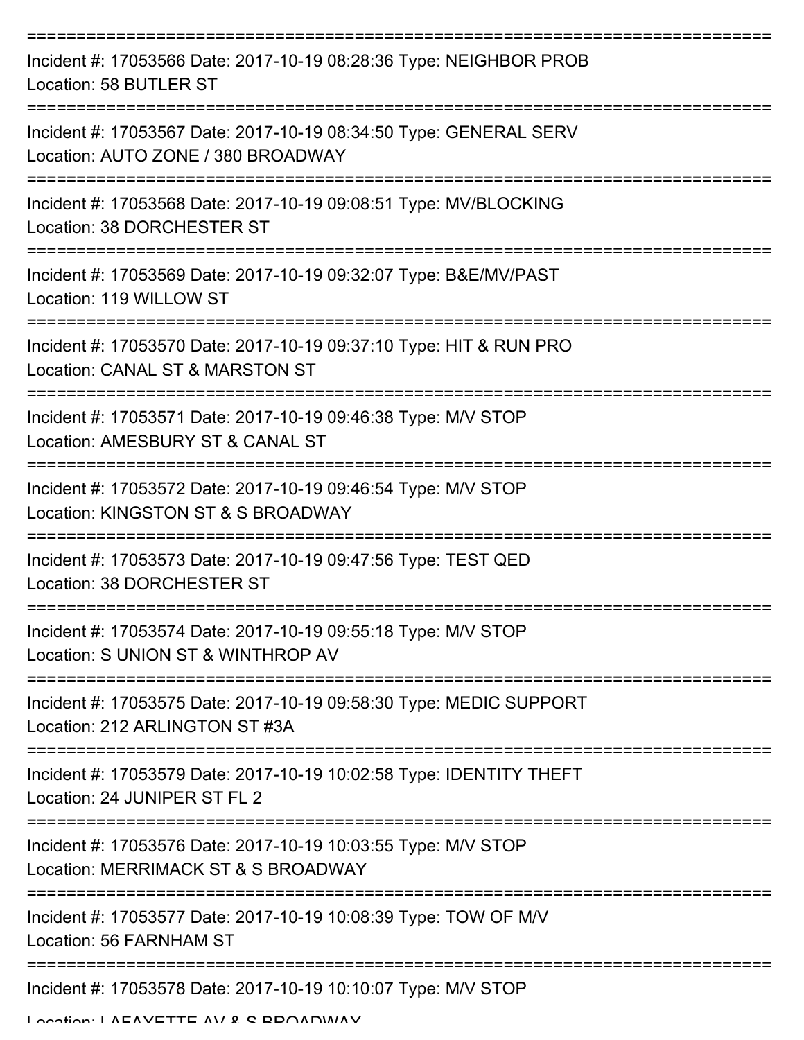===========================================================================

Incident #: 17053566 Date: 2017-10-19 08:28:36 Type: NEIGHBOR PROB
Location: 58 BUTLER ST

===========================================================================

Incident #: 17053567 Date: 2017-10-19 08:34:50 Type: GENERAL SERV
Location: AUTO ZONE / 380 BROADWAY

===========================================================================

Incident #: 17053568 Date: 2017-10-19 09:08:51 Type: MV/BLOCKING
Location: 38 DORCHESTER ST

===========================================================================

Incident #: 17053569 Date: 2017-10-19 09:32:07 Type: B&E/MV/PAST
Location: 119 WILLOW ST

===========================================================================

Incident #: 17053570 Date: 2017-10-19 09:37:10 Type: HIT & RUN PRO
Location: CANAL ST & MARSTON ST

===========================================================================

Incident #: 17053571 Date: 2017-10-19 09:46:38 Type: M/V STOP
Location: AMESBURY ST & CANAL ST

===========================================================================

Incident #: 17053572 Date: 2017-10-19 09:46:54 Type: M/V STOP
Location: KINGSTON ST & S BROADWAY

===========================================================================

Incident #: 17053573 Date: 2017-10-19 09:47:56 Type: TEST QED
Location: 38 DORCHESTER ST

===========================================================================

Incident #: 17053574 Date: 2017-10-19 09:55:18 Type: M/V STOP
Location: S UNION ST & WINTHROP AV

===========================================================================

Incident #: 17053575 Date: 2017-10-19 09:58:30 Type: MEDIC SUPPORT
Location: 212 ARLINGTON ST #3A

===========================================================================

Incident #: 17053579 Date: 2017-10-19 10:02:58 Type: IDENTITY THEFT
Location: 24 JUNIPER ST FL 2

===========================================================================

Incident #: 17053576 Date: 2017-10-19 10:03:55 Type: M/V STOP
Location: MERRIMACK ST & S BROADWAY

===========================================================================

Incident #: 17053577 Date: 2017-10-19 10:08:39 Type: TOW OF M/V
Location: 56 FARNHAM ST

===========================================================================

Incident #: 17053578 Date: 2017-10-19 10:10:07 Type: M/V STOP
Location: LAFAYETTE AV & S BROADWAY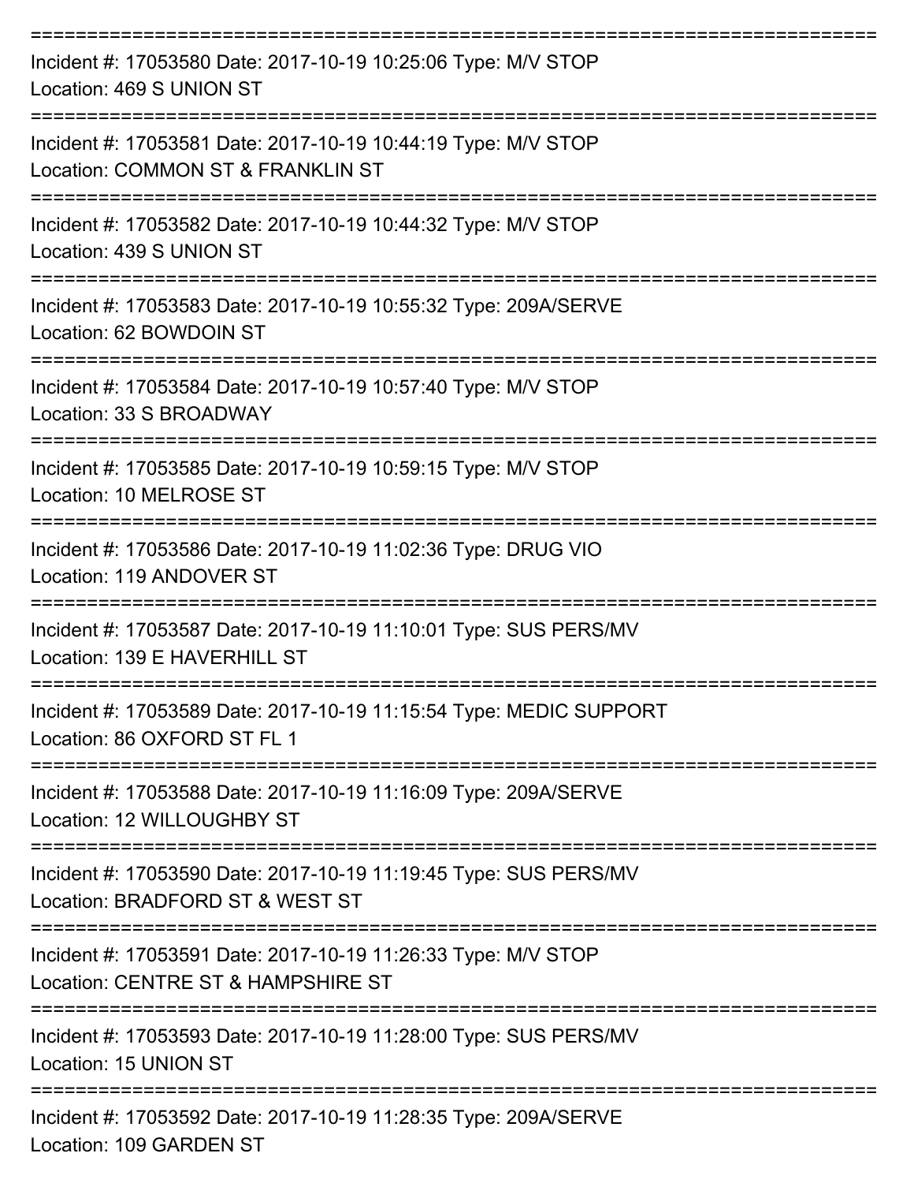===========================================================================

Incident #: 17053580 Date: 2017-10-19 10:25:06 Type: M/V STOP
Location: 469 S UNION ST

===========================================================================

Incident #: 17053581 Date: 2017-10-19 10:44:19 Type: M/V STOP
Location: COMMON ST & FRANKLIN ST

===========================================================================

Incident #: 17053582 Date: 2017-10-19 10:44:32 Type: M/V STOP
Location: 439 S UNION ST

===========================================================================

Incident #: 17053583 Date: 2017-10-19 10:55:32 Type: 209A/SERVE
Location: 62 BOWDOIN ST

===========================================================================

Incident #: 17053584 Date: 2017-10-19 10:57:40 Type: M/V STOP
Location: 33 S BROADWAY

===========================================================================

Incident #: 17053585 Date: 2017-10-19 10:59:15 Type: M/V STOP
Location: 10 MELROSE ST

===========================================================================

Incident #: 17053586 Date: 2017-10-19 11:02:36 Type: DRUG VIO
Location: 119 ANDOVER ST

===========================================================================

Incident #: 17053587 Date: 2017-10-19 11:10:01 Type: SUS PERS/MV
Location: 139 E HAVERHILL ST

===========================================================================

Incident #: 17053589 Date: 2017-10-19 11:15:54 Type: MEDIC SUPPORT
Location: 86 OXFORD ST FL 1

===========================================================================

Incident #: 17053588 Date: 2017-10-19 11:16:09 Type: 209A/SERVE
Location: 12 WILLOUGHBY ST

===========================================================================

Incident #: 17053590 Date: 2017-10-19 11:19:45 Type: SUS PERS/MV
Location: BRADFORD ST & WEST ST

===========================================================================

Incident #: 17053591 Date: 2017-10-19 11:26:33 Type: M/V STOP
Location: CENTRE ST & HAMPSHIRE ST

===========================================================================

Incident #: 17053593 Date: 2017-10-19 11:28:00 Type: SUS PERS/MV
Location: 15 UNION ST

===========================================================================

Incident #: 17053592 Date: 2017-10-19 11:28:35 Type: 209A/SERVE
Location: 109 GARDEN ST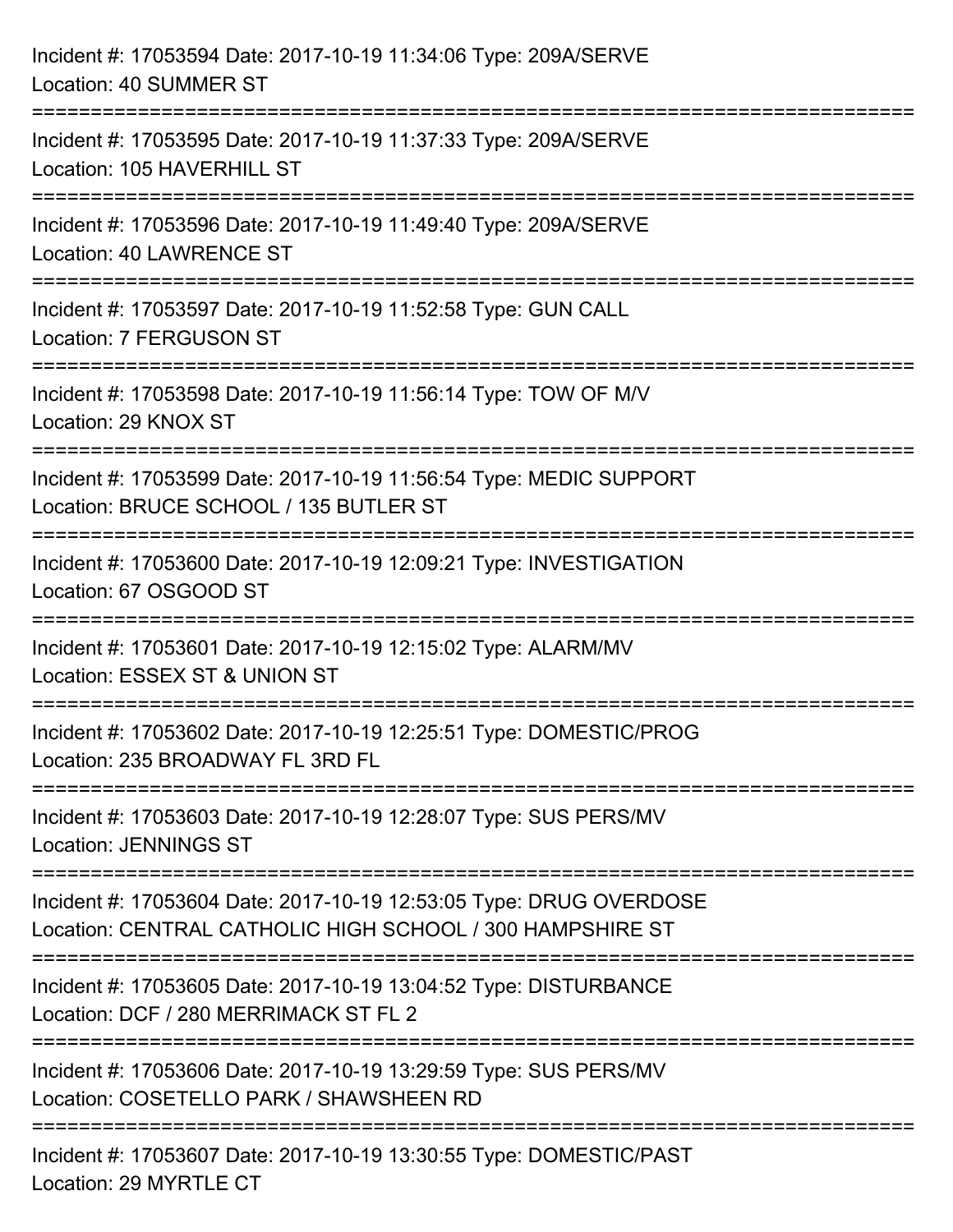Incident #: 17053594 Date: 2017-10-19 11:34:06 Type: 209A/SERVE
Location: 40 SUMMER ST

===========================================================================

Incident #: 17053595 Date: 2017-10-19 11:37:33 Type: 209A/SERVE
Location: 105 HAVERHILL ST

===========================================================================

Incident #: 17053596 Date: 2017-10-19 11:49:40 Type: 209A/SERVE
Location: 40 LAWRENCE ST

===========================================================================

Incident #: 17053597 Date: 2017-10-19 11:52:58 Type: GUN CALL
Location: 7 FERGUSON ST

===========================================================================

Incident #: 17053598 Date: 2017-10-19 11:56:14 Type: TOW OF M/V
Location: 29 KNOX ST

===========================================================================

Incident #: 17053599 Date: 2017-10-19 11:56:54 Type: MEDIC SUPPORT
Location: BRUCE SCHOOL / 135 BUTLER ST

===========================================================================

Incident #: 17053600 Date: 2017-10-19 12:09:21 Type: INVESTIGATION
Location: 67 OSGOOD ST

===========================================================================

Incident #: 17053601 Date: 2017-10-19 12:15:02 Type: ALARM/MV
Location: ESSEX ST & UNION ST

===========================================================================

Incident #: 17053602 Date: 2017-10-19 12:25:51 Type: DOMESTIC/PROG
Location: 235 BROADWAY FL 3RD FL

===========================================================================

Incident #: 17053603 Date: 2017-10-19 12:28:07 Type: SUS PERS/MV
Location: JENNINGS ST

===========================================================================

Incident #: 17053604 Date: 2017-10-19 12:53:05 Type: DRUG OVERDOSE
Location: CENTRAL CATHOLIC HIGH SCHOOL / 300 HAMPSHIRE ST

===========================================================================

Incident #: 17053605 Date: 2017-10-19 13:04:52 Type: DISTURBANCE
Location: DCF / 280 MERRIMACK ST FL 2

===========================================================================

Incident #: 17053606 Date: 2017-10-19 13:29:59 Type: SUS PERS/MV
Location: COSETELLO PARK / SHAWSHEEN RD

===========================================================================

Incident #: 17053607 Date: 2017-10-19 13:30:55 Type: DOMESTIC/PAST
Location: 29 MYRTLE CT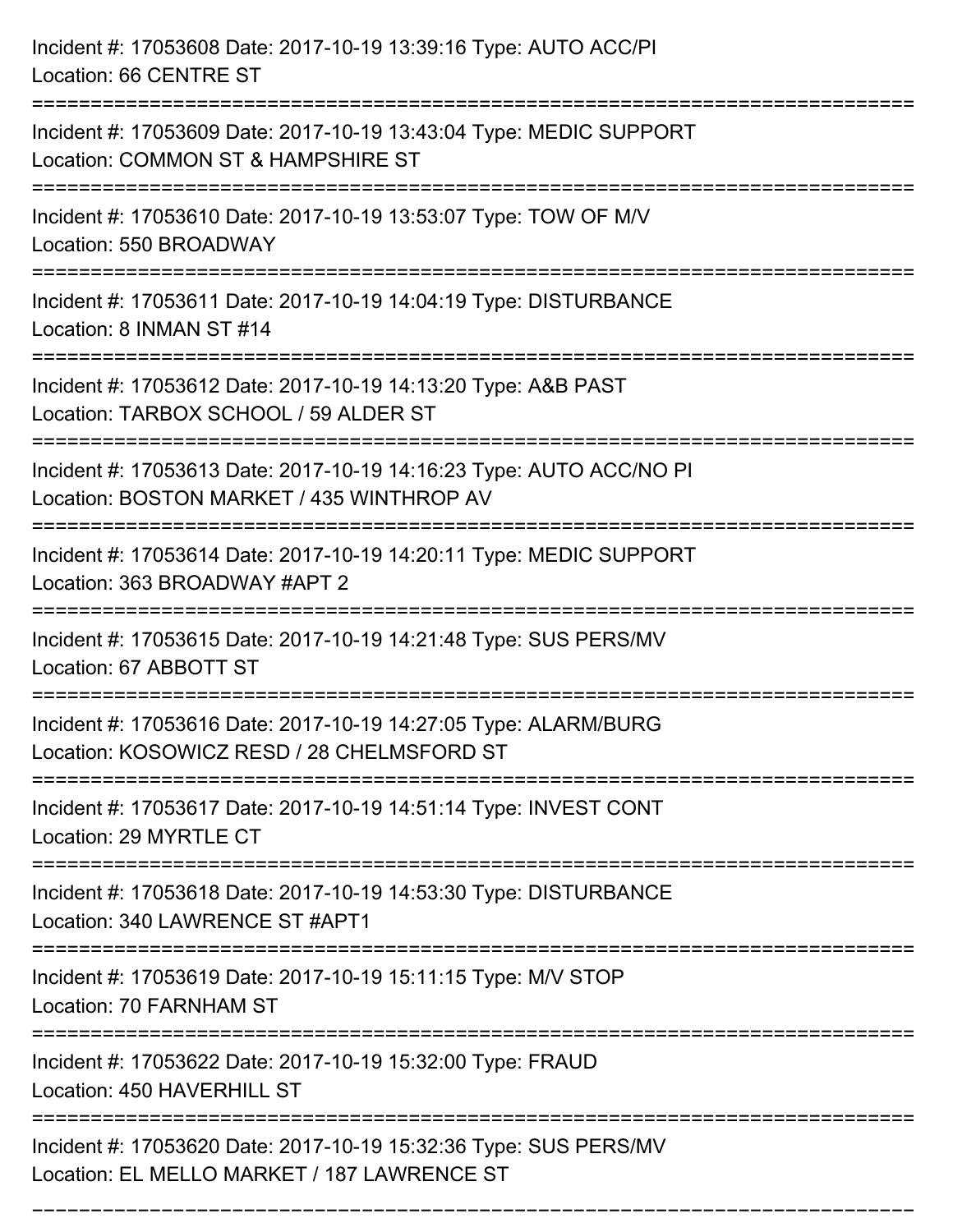Incident #: 17053608 Date: 2017-10-19 13:39:16 Type: AUTO ACC/PI
Location: 66 CENTRE ST

===========================================================================

Incident #: 17053609 Date: 2017-10-19 13:43:04 Type: MEDIC SUPPORT
Location: COMMON ST & HAMPSHIRE ST

===========================================================================

Incident #: 17053610 Date: 2017-10-19 13:53:07 Type: TOW OF M/V
Location: 550 BROADWAY

===========================================================================

Incident #: 17053611 Date: 2017-10-19 14:04:19 Type: DISTURBANCE
Location: 8 INMAN ST #14

===========================================================================

Incident #: 17053612 Date: 2017-10-19 14:13:20 Type: A&B PAST
Location: TARBOX SCHOOL / 59 ALDER ST

===========================================================================

Incident #: 17053613 Date: 2017-10-19 14:16:23 Type: AUTO ACC/NO PI
Location: BOSTON MARKET / 435 WINTHROP AV

===========================================================================

Incident #: 17053614 Date: 2017-10-19 14:20:11 Type: MEDIC SUPPORT
Location: 363 BROADWAY #APT 2

===========================================================================

Incident #: 17053615 Date: 2017-10-19 14:21:48 Type: SUS PERS/MV
Location: 67 ABBOTT ST

===========================================================================

Incident #: 17053616 Date: 2017-10-19 14:27:05 Type: ALARM/BURG
Location: KOSOWICZ RESD / 28 CHELMSFORD ST

===========================================================================

Incident #: 17053617 Date: 2017-10-19 14:51:14 Type: INVEST CONT
Location: 29 MYRTLE CT

===========================================================================

Incident #: 17053618 Date: 2017-10-19 14:53:30 Type: DISTURBANCE
Location: 340 LAWRENCE ST #APT1

===========================================================================

Incident #: 17053619 Date: 2017-10-19 15:11:15 Type: M/V STOP
Location: 70 FARNHAM ST

===========================================================================

Incident #: 17053622 Date: 2017-10-19 15:32:00 Type: FRAUD
Location: 450 HAVERHILL ST

===========================================================================

Incident #: 17053620 Date: 2017-10-19 15:32:36 Type: SUS PERS/MV
Location: EL MELLO MARKET / 187 LAWRENCE ST

===========================================================================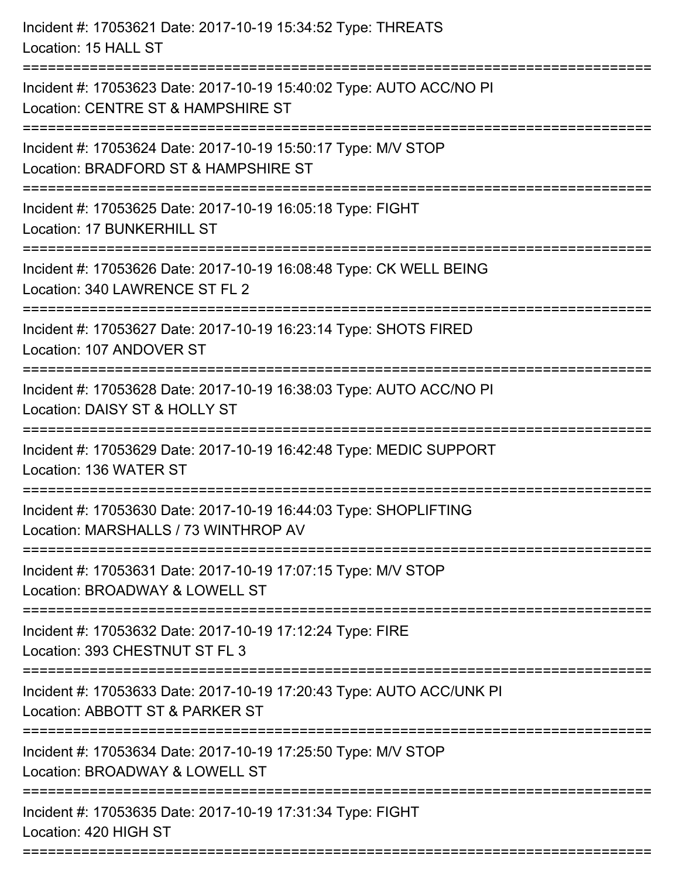Incident #: 17053621 Date: 2017-10-19 15:34:52 Type: THREATS
Location: 15 HALL ST

===========================================================================

Incident #: 17053623 Date: 2017-10-19 15:40:02 Type: AUTO ACC/NO PI
Location: CENTRE ST & HAMPSHIRE ST

===========================================================================

Incident #: 17053624 Date: 2017-10-19 15:50:17 Type: M/V STOP
Location: BRADFORD ST & HAMPSHIRE ST

===========================================================================

Incident #: 17053625 Date: 2017-10-19 16:05:18 Type: FIGHT
Location: 17 BUNKERHILL ST

===========================================================================

Incident #: 17053626 Date: 2017-10-19 16:08:48 Type: CK WELL BEING
Location: 340 LAWRENCE ST FL 2

===========================================================================

Incident #: 17053627 Date: 2017-10-19 16:23:14 Type: SHOTS FIRED
Location: 107 ANDOVER ST

===========================================================================

Incident #: 17053628 Date: 2017-10-19 16:38:03 Type: AUTO ACC/NO PI
Location: DAISY ST & HOLLY ST

===========================================================================

Incident #: 17053629 Date: 2017-10-19 16:42:48 Type: MEDIC SUPPORT
Location: 136 WATER ST

===========================================================================

Incident #: 17053630 Date: 2017-10-19 16:44:03 Type: SHOPLIFTING
Location: MARSHALLS / 73 WINTHROP AV

===========================================================================

Incident #: 17053631 Date: 2017-10-19 17:07:15 Type: M/V STOP
Location: BROADWAY & LOWELL ST

===========================================================================

Incident #: 17053632 Date: 2017-10-19 17:12:24 Type: FIRE
Location: 393 CHESTNUT ST FL 3

===========================================================================

Incident #: 17053633 Date: 2017-10-19 17:20:43 Type: AUTO ACC/UNK PI
Location: ABBOTT ST & PARKER ST

===========================================================================

Incident #: 17053634 Date: 2017-10-19 17:25:50 Type: M/V STOP
Location: BROADWAY & LOWELL ST

===========================================================================

Incident #: 17053635 Date: 2017-10-19 17:31:34 Type: FIGHT
Location: 420 HIGH ST

===========================================================================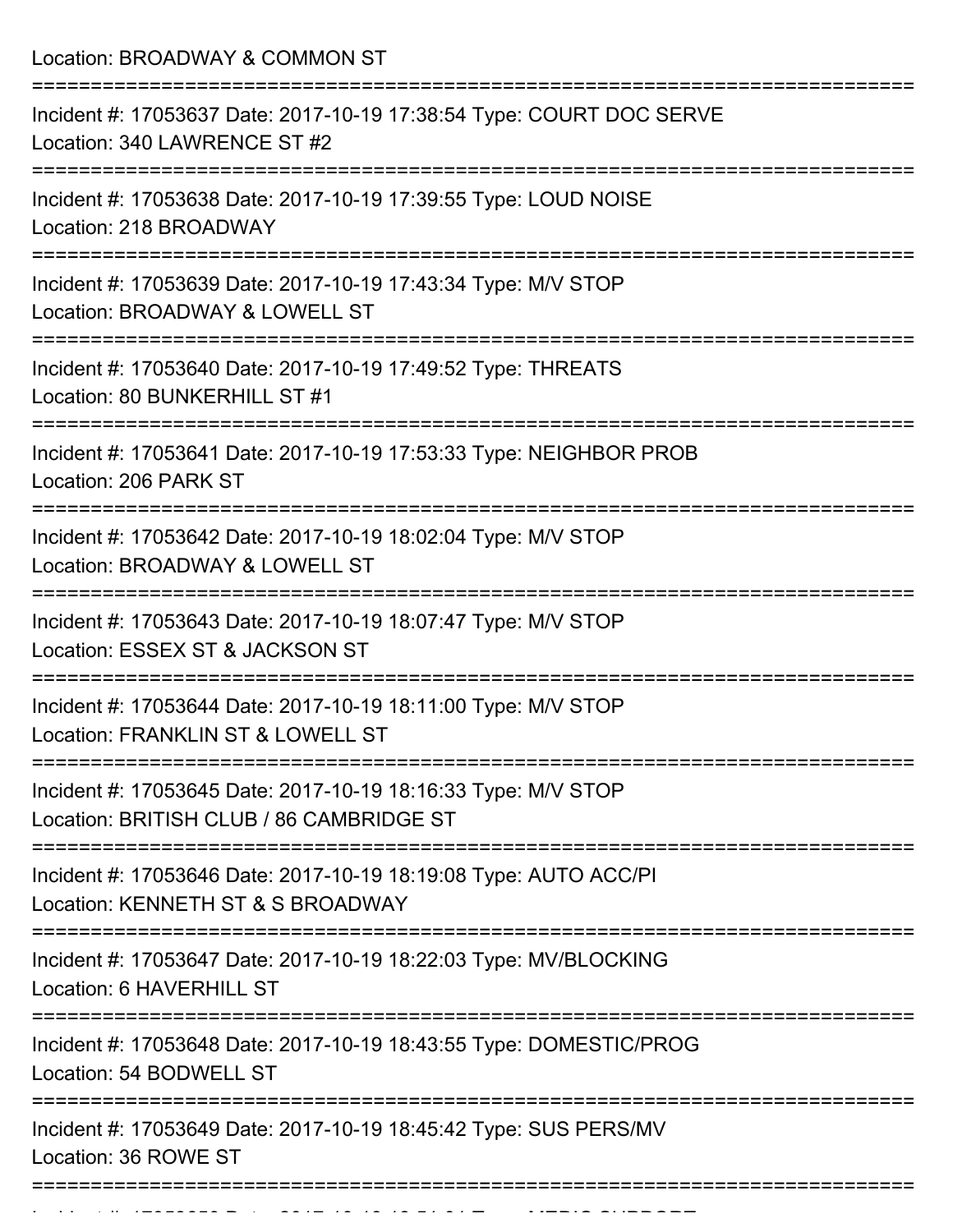Location: BROADWAY & COMMON ST

===========================================================================

Incident #: 17053637 Date: 2017-10-19 17:38:54 Type: COURT DOC SERVE
Location: 340 LAWRENCE ST #2

===========================================================================

Incident #: 17053638 Date: 2017-10-19 17:39:55 Type: LOUD NOISE
Location: 218 BROADWAY

===========================================================================

Incident #: 17053639 Date: 2017-10-19 17:43:34 Type: M/V STOP
Location: BROADWAY & LOWELL ST

===========================================================================

Incident #: 17053640 Date: 2017-10-19 17:49:52 Type: THREATS
Location: 80 BUNKERHILL ST #1

===========================================================================

Incident #: 17053641 Date: 2017-10-19 17:53:33 Type: NEIGHBOR PROB
Location: 206 PARK ST

===========================================================================

Incident #: 17053642 Date: 2017-10-19 18:02:04 Type: M/V STOP
Location: BROADWAY & LOWELL ST

===========================================================================

Incident #: 17053643 Date: 2017-10-19 18:07:47 Type: M/V STOP
Location: ESSEX ST & JACKSON ST

===========================================================================

Incident #: 17053644 Date: 2017-10-19 18:11:00 Type: M/V STOP
Location: FRANKLIN ST & LOWELL ST

===========================================================================

Incident #: 17053645 Date: 2017-10-19 18:16:33 Type: M/V STOP
Location: BRITISH CLUB / 86 CAMBRIDGE ST

===========================================================================

Incident #: 17053646 Date: 2017-10-19 18:19:08 Type: AUTO ACC/PI
Location: KENNETH ST & S BROADWAY

===========================================================================

Incident #: 17053647 Date: 2017-10-19 18:22:03 Type: MV/BLOCKING
Location: 6 HAVERHILL ST

===========================================================================

Incident #: 17053648 Date: 2017-10-19 18:43:55 Type: DOMESTIC/PROG
Location: 54 BODWELL ST

===========================================================================

Incident #: 17053649 Date: 2017-10-19 18:45:42 Type: SUS PERS/MV
Location: 36 ROWE ST

===========================================================================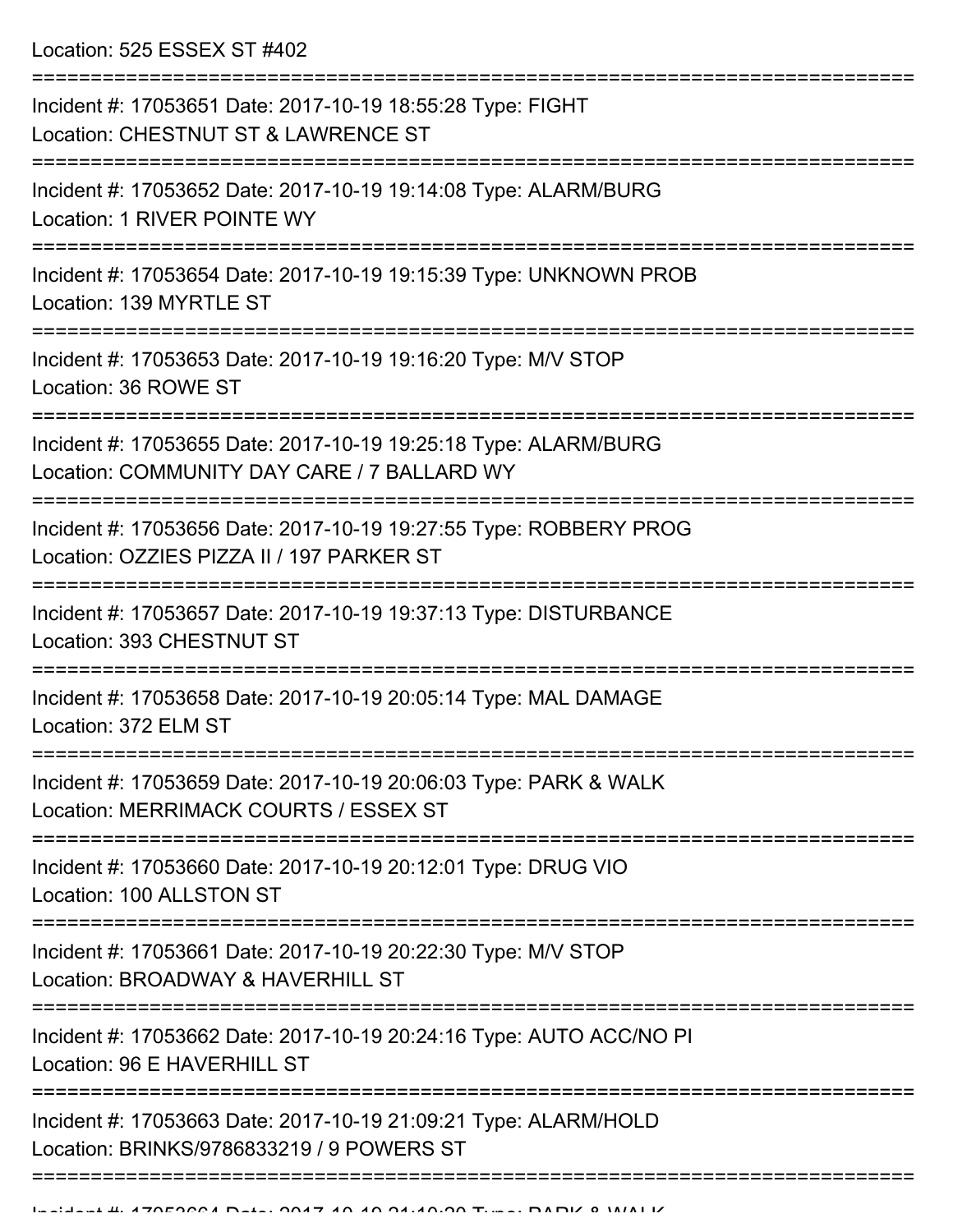Location: 525 ESSEX ST #402

===========================================================================

Incident #: 17053651 Date: 2017-10-19 18:55:28 Type: FIGHT
Location: CHESTNUT ST & LAWRENCE ST

===========================================================================

Incident #: 17053652 Date: 2017-10-19 19:14:08 Type: ALARM/BURG
Location: 1 RIVER POINTE WY

===========================================================================

Incident #: 17053654 Date: 2017-10-19 19:15:39 Type: UNKNOWN PROB
Location: 139 MYRTLE ST

===========================================================================

Incident #: 17053653 Date: 2017-10-19 19:16:20 Type: M/V STOP
Location: 36 ROWE ST

===========================================================================

Incident #: 17053655 Date: 2017-10-19 19:25:18 Type: ALARM/BURG
Location: COMMUNITY DAY CARE / 7 BALLARD WY

===========================================================================

Incident #: 17053656 Date: 2017-10-19 19:27:55 Type: ROBBERY PROG
Location: OZZIES PIZZA II / 197 PARKER ST

===========================================================================

Incident #: 17053657 Date: 2017-10-19 19:37:13 Type: DISTURBANCE
Location: 393 CHESTNUT ST

===========================================================================

Incident #: 17053658 Date: 2017-10-19 20:05:14 Type: MAL DAMAGE
Location: 372 ELM ST

===========================================================================

Incident #: 17053659 Date: 2017-10-19 20:06:03 Type: PARK & WALK
Location: MERRIMACK COURTS / ESSEX ST

===========================================================================

Incident #: 17053660 Date: 2017-10-19 20:12:01 Type: DRUG VIO
Location: 100 ALLSTON ST

===========================================================================

Incident #: 17053661 Date: 2017-10-19 20:22:30 Type: M/V STOP
Location: BROADWAY & HAVERHILL ST

===========================================================================

Incident #: 17053662 Date: 2017-10-19 20:24:16 Type: AUTO ACC/NO PI
Location: 96 E HAVERHILL ST

===========================================================================

Incident #: 17053663 Date: 2017-10-19 21:09:21 Type: ALARM/HOLD
Location: BRINKS/9786833219 / 9 POWERS ST

===========================================================================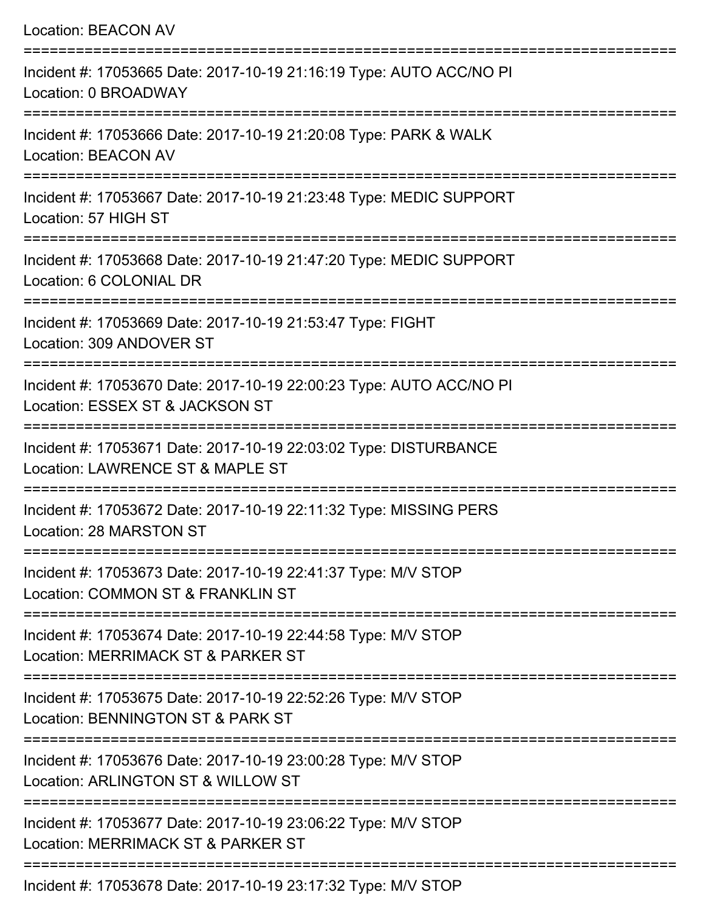Location: BEACON AV

===========================================================================

Incident #: 17053665 Date: 2017-10-19 21:16:19 Type: AUTO ACC/NO PI
Location: 0 BROADWAY

===========================================================================

Incident #: 17053666 Date: 2017-10-19 21:20:08 Type: PARK & WALK
Location: BEACON AV

===========================================================================

Incident #: 17053667 Date: 2017-10-19 21:23:48 Type: MEDIC SUPPORT
Location: 57 HIGH ST

===========================================================================

Incident #: 17053668 Date: 2017-10-19 21:47:20 Type: MEDIC SUPPORT
Location: 6 COLONIAL DR

===========================================================================

Incident #: 17053669 Date: 2017-10-19 21:53:47 Type: FIGHT
Location: 309 ANDOVER ST

===========================================================================

Incident #: 17053670 Date: 2017-10-19 22:00:23 Type: AUTO ACC/NO PI
Location: ESSEX ST & JACKSON ST

===========================================================================

Incident #: 17053671 Date: 2017-10-19 22:03:02 Type: DISTURBANCE
Location: LAWRENCE ST & MAPLE ST

===========================================================================

Incident #: 17053672 Date: 2017-10-19 22:11:32 Type: MISSING PERS
Location: 28 MARSTON ST

===========================================================================

Incident #: 17053673 Date: 2017-10-19 22:41:37 Type: M/V STOP
Location: COMMON ST & FRANKLIN ST

===========================================================================

Incident #: 17053674 Date: 2017-10-19 22:44:58 Type: M/V STOP
Location: MERRIMACK ST & PARKER ST

===========================================================================

Incident #: 17053675 Date: 2017-10-19 22:52:26 Type: M/V STOP
Location: BENNINGTON ST & PARK ST

===========================================================================

Incident #: 17053676 Date: 2017-10-19 23:00:28 Type: M/V STOP
Location: ARLINGTON ST & WILLOW ST

===========================================================================

Incident #: 17053677 Date: 2017-10-19 23:06:22 Type: M/V STOP
Location: MERRIMACK ST & PARKER ST

===========================================================================

Incident #: 17053678 Date: 2017-10-19 23:17:32 Type: M/V STOP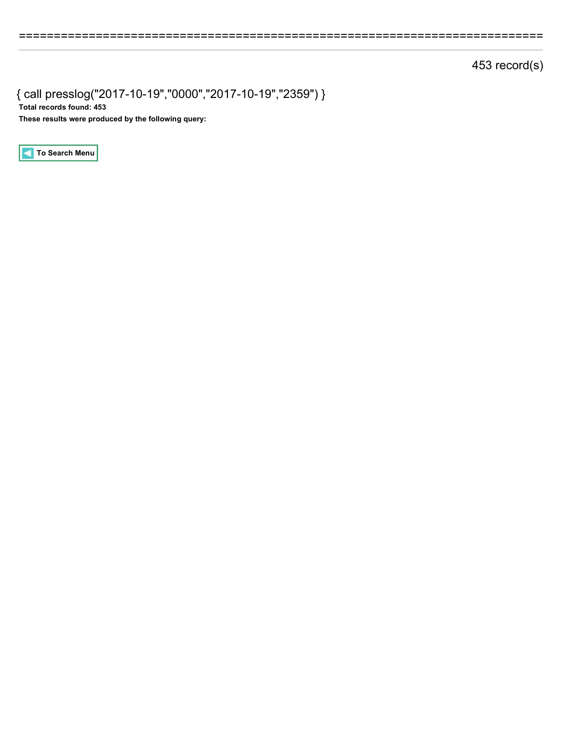===========================================================================

---

453 record(s)

{ call presslog("2017-10-19","0000","2017-10-19","2359") }

**Total records found: 453**

**These results were produced by the following query:**

**To Search Menu**